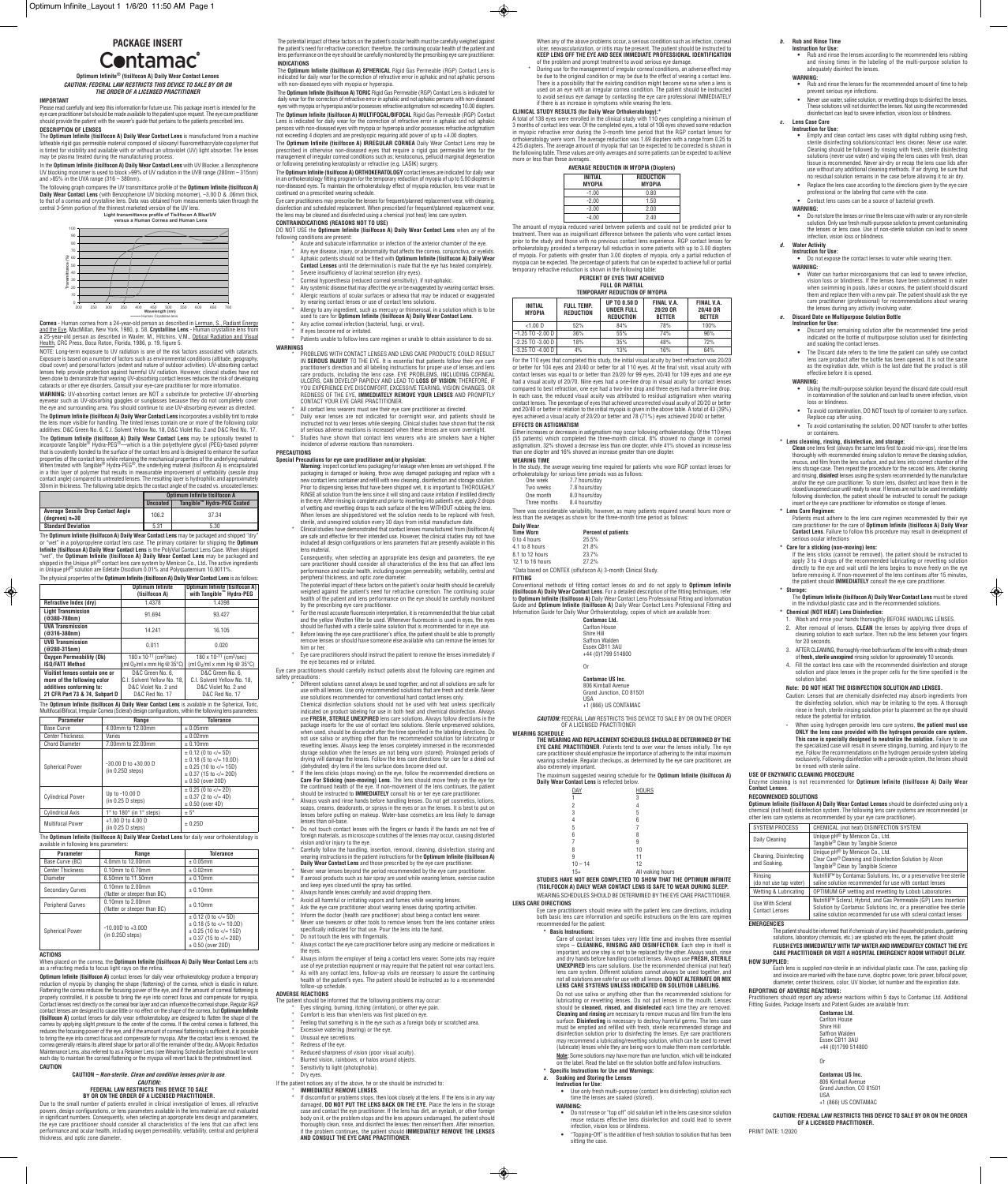# PACKAGE INSERT

# Contamac®

**Optimum Infinite® (tisilfocon A) Daily Wear Contact Lenses**

***CAUTION: FEDERAL LAW RESTRICTS THIS DEVICE TO SALE BY OR ON THE ORDER OF A LICENSED PRACTITIONER***

## IMPORTANT

Please read carefully and keep this information for future use. This package insert is intended for the eye care practitioner but should be made available to the patient upon request. The eye care practitioner should provide the patient with the wearer's guide that pertains to the patients prescribed lens.

## DESCRIPTION OF LENSES

The **Optimum Infinite (tisilfocon A) Daily Wear Contact Lens** is manufactured from a machine lathe-able rigid gas permeable material composed of siloxanyl fluoromethacrylate copolymer that is tinted for visibility and available with or without an ultraviolet (UV) light absorber. The lenses may be plasma treated during the manufacturing process.

In the **Optimum Infinite (tisilfocon A) Daily Wear Contact Lens** with UV Blocker, a Benzophenone UV blocking monomer is used to block >99% of UV radiation in the UVB range (280nm – 315nm) and >85% in the UVA range (316 – 380nm).

The following graph compares the UV transmittance profile of the **Optimum Infinite (tisilfocon A) Daily Wear Contact Lens** (with Benzophenone UV blocking monomer), –3.00 D & .06mm thick, to that of a cornea and crystalline lens. Data was obtained from measurements taken through the central 3-5mm portion of the thinnest marketed version of the UV lens.

**Light transmittance profile of Tisilfocon A Blue/UV versus a Human Cornea and Human Lens**

**Cornea** - Human cornea from a 24-year-old person as described in Lerman, S., Radiant Energy and the Eye, MacMillan, New York, 1980, p. 58. **Crystalline Lens** - Human crystalline lens from a 25-year-old person as described in Waxler, M., Hitchins, V.M., Optical Radiation and Visual Health, CRC Press, Boca Raton, Florida, 1986, p. 19, figure 5.

NOTE: Long-term exposure to UV radiation is one of the risk factors associated with cataracts. Exposure is based on a number of factors such as environmental conditions (altitude, geography, cloud cover) and personal factors (extent and nature of outdoor activities). UV-absorbing contact lenses help provide protection against harmful UV radiation. However, clinical studies have not been done to demonstrate that wearing UV-absorbing contact lenses reduces the risk of developing cataracts or other eye disorders. Consult your eye-care practitioner for more information.

**WARNING:** UV-absorbing contact lenses are NOT a substitute for protective UV-absorbing eyewear such as UV-absorbing goggles or sunglasses because they do not completely cover the eye and surrounding area. You should continue to use UV-absorbing eyewear as directed.

The **Optimum Infinite (tisilfocon A) Daily Wear Contact Lens** incorporates a visibility tint to make the lens more visible for handling. The tinted lenses contain one or more of the following color additives: D&C Green No. 6, C.I. Solvent Yellow No. 18, D&C Violet No. 2 and D&C Red No. 17.

The **Optimum Infinite (tisilfocon A) Daily Wear Contact Lens** may be optionally treated to incorporate Tangible® Hydra-PEG®—which is a thin polyethylene glycol (PEG)-based polymer that is covalently bonded to the surface of the contact lens and is designed to enhance the surface properties of the contact lens while retaining the mechanical properties of the underlying material. When treated with Tangible® Hydra-PEG®, the underlying material (tisilfocon A) is encapsulated in a thin layer of polymer that results in measurable improvement of wettability (sessile drop contact angle) compared to untreated lenses. The resulting layer is hydrophilic and approximately 30nm in thickness. The following table depicts the contact angle of the coated vs. uncoated lenses:

| | Optimum Infinite (tisilfocon A) | |
|---|---|---|
| | **Uncoated** | **Tangible™ Hydra-PEG Coated** |
| **Average Sessile Drop Contact Angle (degrees) n=30** | 106.2 | 37.34 |
| **Standard Deviation** | 5.31 | 5.30 |

The **Optimum Infinite (tisilfocon A) Daily Wear Contact Lens** may be packaged and shipped "dry" or "wet" in a polypropylene contact lens case. The primary container for shipping the **Optimum Infinite (tisilfocon A) Daily Wear Contact Lens** is the PolyVial Contact Lens Case. When shipped "wet", the **Optimum Infinite (tisilfocon A) Daily Wear Contact Lens** may be packaged and shipped in the Unique pH® contact lens care system by Menicon Co., Ltd. The active ingredients in Unique pH® solution are Edetate Disodium 0.01% and Polyquaternium 10.0011%.

The physical properties of the **Optimum Infinite (tisilfocon A) Daily Wear Contact Lens** is as follows:

| | Optimum Infinite (tisilfocon A) | Optimum Infinite (tisilfocon A) with Tangible™ Hydra-PEG |
|---|---|---|
| **Refractive Index (dry)** | 1.4378 | 1.4398 |
| **Light Transmission (@380-780nm)** | 91.694 | 93.427 |
| **UVA Transmission (@316-380nm)** | 14.241 | 16.105 |
| **UVB Transmission (@280-315nm)** | 0.011 | 0.020 |
| **Oxygen Permeability (Dk) ISO/FATT Method** | 180 x $10^{-11}$ (cm²/sec) (ml $O_2$/ml x mm Hg @ 35°C) | 180 x $10^{-11}$ (cm²/sec) (ml $O_2$/ml x mm Hg @ 35°C) |
| **Visitint lenses contain one or more of the following color additives conforming to: 21 CFR Part 73 & 74, Subpart D** | D&C Green No. 6, C.I. Solvent Yellow No. 18, D&C Violet No. 2 and D&C Red No. 17 | D&C Green No. 6, C.I. Solvent Yellow No. 18, D&C Violet No. 2 and D&C Red No. 17 |

The **Optimum Infinite (tisilfocon A) Daily Wear Contact Lens** is available in the Spherical, Toric, Multifocal/Bifocal, Irregular Cornea (Scleral) design configurations, within the following lens parameters:

| Parameter | Range | Tolerance |
|---|---|---|
| Base Curve | 4.00mm to 12.00mm | ± 0.05mm |
| Center Thickness | Varies | ± 0.02mm |
| Chord Diameter | 7.00mm to 22.00mm | ± 0.10mm |
| Spherical Power | -30.00 D to +30.00 D (in 0.25D steps) | ± 0.12 (0 to <= 5D)<br>± 0.18 (5 to <= 10.0D)<br>± 0.25 (10 to <= 15D)<br>± 0.37 (15 to <= 20D)<br>± 0.50 (over 20D) |
| Cylindrical Power | Up to -10.00 D (in 0.25 D steps) | ± 0.25 (0 to <= 2D)<br>± 0.37 (2 to <= 4D)<br>± 0.50 (over 4D) |
| Cylindrical Axis | 1° to 180° (in 1° steps) | ± 5° |
| Multifocal Power | +1.00 D to 4.00 D (in 0.25 D steps) | ± 0.25D |

The **Optimum Infinite (tisilfocon A) Daily Wear Contact Lens** for daily wear orthokeratology is available in following lens parameters:

| Parameter | Range | Tolerance |
|---|---|---|
| Base Curve (BC) | 4.0mm to 12.00mm | ± 0.05mm |
| Center Thickness | 0.10mm to 0.70mm | ± 0.02mm |
| Diameter | 6.50mm to 11.50mm | ± 0.10mm |
| Secondary Curves | 0.10mm to 2.00mm (flatter or steeper than BC) | ± 0.10mm |
| Peripheral Curves | 0.10mm to 2.00mm (flatter or steeper than BC) | ± 0.10mm |
| Spherical Power | -10.00D to +3.00D (in 0.25D steps) | ± 0.12 (0 to <= 5D)<br>± 0.18 (5 to <= 10.0D)<br>± 0.25 (10 to <= 15D)<br>± 0.37 (15 to <= 20D)<br>± 0.50 (over 20D) |

## ACTIONS

When placed on the cornea, the **Optimum Infinite (tisilfocon A) Daily Wear Contact Lens** acts as a refracting media to focus light rays on the retina.

**Optimum Infinite (tisilfocon A)** contact lenses for daily wear orthokeratology produce a temporary reduction of myopia by changing the shape (flattening) of the cornea, which is elastic in nature. Flattening the cornea reduces the focusing power of the eye, and if the amount of corneal flattening is properly controlled, it is possible to bring the eye into correct focus and compensate for myopia. Contact lenses rest directly on the corneal tear layer and can influence the corneal shape. Regular RGP contact lenses are designed to cause little or no effect on the shape of the cornea, but **Optimum Infinite (tisilfocon A)** contact lenses for daily wear orthokeratology are designed to flatten the shape of the cornea by applying slight pressure to the center of the cornea. If the central cornea is flattened, this reduces the focusing power of the eye, and if the amount of corneal flattening is sufficient, it is possible to bring the eye into correct focus and compensate for myopia. After the contact lens is removed, the cornea generally retains its altered shape for part or all of the remainder of the day. A Myopic Reduction Maintenance Lens, also referred to as a Retainer Lens (see Wearing Schedule Section) should be worn each day to maintain the corneal flattening or the myopia will revert back to the pretreatment level.

## CAUTION

**CAUTION – *Non-sterile. Clean and condition lenses prior to use*.**

***CAUTION:***
**FEDERAL LAW RESTRICTS THIS DEVICE TO SALE BY OR ON THE ORDER OF A LICENSED PRACTITIONER.**

Due to the small number of patients enrolled in clinical investigation of lenses, all refractive powers, design configurations, or lens parameters available in the lens material are not evaluated in significant numbers. Consequently, when selecting an appropriate lens design and parameters, the eye care practitioner should consider all characteristics of the lens that can affect lens performance and ocular health, including oxygen permeability, wettability, central and peripheral thickness, and optic zone diameter.

The potential impact of these factors on the patient's ocular health must be carefully weighed against the patient's need for refractive correction; therefore, the continuing ocular health of the patient and lens performance on the eye should be carefully monitored by the prescribing eye care practitioner.

## INDICATIONS

The **Optimum Infinite (tisilfocon A) SPHERICAL** Rigid Gas Permeable (RGP) Contact Lens is indicated for daily wear for the correction of refractive error in aphakic and not aphakic persons with non-diseased eyes with myopia or hyperopia.

The **Optimum Infinite (tisilfocon A) TORIC** Rigid Gas Permeable (RGP) Contact Lens is indicated for daily wear for the correction of refractive error in aphakic and not aphakic persons with non-diseased eyes with myopia or hyperopia and/or possesses refractive astigmatism not exceeding 10.00 diopters.

The **Optimum Infinite (tisilfocon A) MULTIFOCAL/BIFOCAL** Rigid Gas Permeable (RGP) Contact Lens is indicated for daily wear for the correction of refractive error in aphakic and not aphakic persons with non-diseased eyes with myopia or hyperopia and/or possesses refractive astigmatism not exceeding 4 diopters and are presbyopic requiring add power of up to +4.00 diopters.

The **Optimum Infinite (tisilfocon A) IRREGULAR CORNEA** Daily Wear Contact Lens may be prescribed in otherwise non-diseased eyes that require a rigid gas permeable lens for the management of irregular corneal conditions such as; keratoconus, pellucid marginal degeneration or following penetrating keratoplasty or refractive (e.g. LASIK) surgery.

The **Optimum Infinite (tisilfocon A) ORTHOKERATOLOGY** contact lenses are indicated for daily wear in an orthokeratology fitting program for the temporary reduction of myopia of up to 5.00 diopters in non-diseased eyes. To maintain the orthokeratology effect of myopia reduction, lens wear must be continued on a prescribed wearing schedule.

Eye care practitioners may prescribe the lenses for frequent/planned replacement wear, with cleaning, disinfection and scheduled replacement. When prescribed for frequent/planned replacement wear, the lens may be cleaned and disinfected using a chemical (not heat) lens care system.

## CONTRAINDICATIONS (REASONS NOT TO USE)

DO NOT USE the **Optimum Infinite (tisilfocon A) Daily Wear Contact Lens** when any of the following conditions are present:

- Acute and subacute inflammation or infection of the anterior chamber of the eye.
- Any eye disease, injury, or abnormality that affects the cornea, conjunctiva, or eyelids.
- Aphakic patients should not be fitted with **Optimum Infinite (tisilfocon A) Daily Wear Contact Lenses** until the determination is made that the eye has healed completely.
- Severe insufficiency of lacrimal secretion (dry eyes).
- Corneal hypoesthesia (reduced corneal sensitivity), if not-aphakic.
- Any systemic disease that may affect the eye or be exaggerated by wearing contact lenses.
- Allergic reactions of ocular surfaces or adnexa that may be induced or exaggerated by wearing contact lenses or use of contact lens solutions.
- Allergy to any ingredient, such as mercury or thimerosal, in a solution which is to be used to care for **Optimum Infinite (tisilfocon A) Daily Wear Contact Lens**.
- Any active corneal infection (bacterial, fungi, or viral).
- If eyes become red or irritated.
- Patients unable to follow lens care regimen or unable to obtain assistance to do so.

## WARNINGS

- PROBLEMS WITH CONTACT LENSES AND LENS CARE PRODUCTS COULD RESULT IN **SERIOUS INJURY** TO THE EYE. It is essential that patients follow their eye care practitioner's direction and all labeling instructions for proper use of lenses and lens care products, including the lens case. EYE PROBLEMS, INCLUDING CORNEAL ULCERS, CAN DEVELOP RAPIDLY AND LEAD TO **LOSS OF VISION**; THEREFORE, IF YOU EXPERIENCE EYE DISCOMFORT, EXCESSIVE TEARING, VISION CHANGES, OR REDNESS OF THE EYE, **IMMEDIATELY REMOVE YOUR LENSES** AND PROMPTLY CONTACT YOUR EYE CARE PRACTITIONER.
- All contact lens wearers must see their eye care practitioner as directed.
- Daily wear lenses are not indicated for overnight wear, and patients should be instructed not to wear lenses while sleeping. Clinical studies have shown that the risk of serious adverse reactions is increased when these lenses are worn overnight.
- Studies have shown that contact lens wearers who are smokers have a higher incidence of adverse reactions than nonsmokers.

## PRECAUTIONS

**Special Precautions for eye care practitioner and/or physician:**

- **Warning:** Inspect contact lens packaging for leakage when lenses are wet shipped. If the packaging is damaged or leaking, throw away damaged packaging and replace with a new contact lens container and refill with new cleaning, disinfection and storage solution. Prior to dispensing lenses that have been shipped wet, it is important to THOROUGHLY RINSE all solution from the lens since it will sting and cause irritation if instilled directly in the eye. After rinsing is complete and prior to inserting into patient's eye, apply 2 drops of wetting and rewetting drops to each surface of the lens WITHOUT rubbing the lens. When lenses are shipped/stored wet the solution needs to be replaced with fresh, sterile, and unexpired solution every 30 days from initial manufacture date.
- Clinical studies have demonstrated that contact lenses manufactured from (tisilfocon A) are safe and effective for their intended use. However, the clinical studies may not have included all design configurations or lens parameters that are presently available in this lens material.

Consequently, when selecting an appropriate lens design and parameters, the eye care practitioner should consider all characteristics of the lens that can affect lens performance and ocular health, including oxygen permeability, wettability, central and peripheral thickness, and optic zone diameter.

The potential impact of these factors on the patient's ocular health should be carefully weighed against the patient's need for refractive correction. The continuing ocular health of the patient and lens performance on the eye should be carefully monitored by the prescribing eye care practitioner.

- For the most accurate fluorescein interpretation, it is recommended that the blue cobalt and the yellow Wratten filter be used. Whenever fluorescein is used in eyes, the eyes should be flushed with a sterile saline solution that is recommended for in eye use.
- Before leaving the eye care practitioner's office, the patient should be able to promptly remove lenses or should have someone else available who can remove the lenses for him or her.
- Eye care practitioners should instruct the patient to remove the lenses immediately if the eye becomes red or irritated.

Eye care practitioners should carefully instruct patients about the following care regimen and safety precautions:

- Different solutions cannot always be used together, and not all solutions are safe for use with all lenses. Use only recommended solutions that are fresh and sterile. Never use solutions recommended for conventional hard contact lenses only.
  Chemical disinfection solutions should not be used with heat unless specifically indicated on product labeling for use in both heat and chemical disinfection. Always use **FRESH, STERILE UNEXPIRED** lens care solutions. Always follow directions in the package inserts for the use of contact lens solutions. Sterile unpreserved solutions, when used, should be discarded after the time specified in the labeling directions. Do not use saliva or anything other than the recommended solution for lubricating or rewetting lenses. Always keep the lenses completely immersed in the recommended storage solution when the lenses are not being worn (stored). Prolonged periods of drying will damage the lenses. Follow the lens care directions for care for a dried out (dehydrated) dry lens if the lens surface does become dried out.
- If the lens sticks (stops moving) on the eye, follow the recommended directions on **Care For Sticking (non-moving) Lens**. The lens should move freely on the eye for the continued health of the eye. If non-movement of the lens continues, the patient should be instructed to **IMMEDIATELY** consult his or her eye care practitioner.
- Always wash and rinse hands before handling lenses. Do not get cosmetics, lotions, soaps, creams, deodorants, or sprays in the eyes or on the lenses. It is best to put on lenses before putting on makeup. Water-base cosmetics are less likely to damage lenses than oil-base.
- Do not touch contact lenses with the fingers or hands if the hands are not free of foreign materials, as microscope scratches of the lenses may occur, causing distorted vision and/or injury to the eye.
- Carefully follow the handling, insertion, removal, cleaning, disinfection, storing and wearing instructions in the patient instructions for the **Optimum Infinite (tisilfocon A) Daily Wear Contact Lens** and those prescribed by the eye care practitioner.
- Never wear lenses beyond the period recommended by the eye care practitioner.
- If aerosol products such as hair spray are used while wearing lenses, exercise caution and keep eyes closed until the spray has settled.
- Always handle lenses carefully and avoid dropping them.
- Avoid all harmful or irritating vapors and fumes while wearing lenses.
- Ask the eye care practitioner about wearing lenses during sporting activities.
- Inform the doctor (health care practitioner) about being a contact lens wearer.
- Never use tweezers or other tools to remove lenses from the lens container unless specifically indicated for that use. Pour the lens into the hand.
- Do not touch the lens with fingernails.
- Always contact the eye care practitioner before using any medicine or medications in the eyes.
- Always inform the employer of being a contact lens wearer. Some jobs may require use of eye protection equipment or may require that the patient not wear contact lens.
- As with any contact lens, follow-up visits are necessary to assure the continuing health of the patient's eyes. The patient should be instructed as to a recommended follow-up schedule.

## ADVERSE REACTIONS

The patient should be informed that the following problems may occur:

- Eyes stinging, burning, itching (irritation), or other eye pain.
- Comfort is less than when lens was first placed on eye.
- Feeling that something is in the eye such as a foreign body or scratched area.
- Excessive watering (tearing) or the eye.
- Unusual eye secretions.
- Redness of the eye.
- Reduced sharpness of vision (poor visual acuity).
- Blurred vision, rainbows, or halos around objects.
- Sensitivity to light (photophobia).
- Dry eyes.

If the patient notices any of the above, he or she should be instructed to:

- **IMMEDIATELY REMOVE LENSES.**
- If discomfort or problems stops, then look closely at the lens. If the lens is in any way damaged, **DO NOT PUT THE LENS BACK ON THE EYE**. Place the lens in the storage case and contact the eye practitioner. If the lens has dirt, an eyelash, or other foreign body on it, or the problem stops and the lens appears undamaged, the patient should thoroughly clean, rinse, and disinfect the lenses; then reinsert them. After reinsertion, if the problem continues, the patient should **IMMEDIATELY REMOVE THE LENSES AND CONSULT THE EYE CARE PRACTITIONER**.

When any of the above problems occur, a serious condition such as infection, corneal ulcer, neovascularization, or iritis may be present. The patient should be instructed to **KEEP LENS OFF THE EYE AND SEEK IMMEDIATE PROFESSIONAL IDENTIFICATION** of the problem and prompt treatment to avoid serious eye damage.

- During use for the management of irregular corneal conditions, an adverse effect may be due to the original condition or may be due to the effect of wearing a contact lens. There is a possibility that the existing condition might become worse when a lens is used on an eye with an irregular cornea condition. The patient should be instructed to avoid serious eye damage by contacting the eye care professional IMMEDIATELY if there is an increase in symptoms while wearing the lens.

## CLINICAL STUDY RESULTS (for Daily Wear Orthokeratology):*

A total of 138 eyes were enrolled in the clinical study with 110 eyes completing a minimum of 3 months of contact lens wear. Of the completed eyes, a total of 106 eyes showed some reduction in myopic refractive error during the 3-month time period that the RGP contact lenses for orthokeratology were worn. The average reduction was 1.69 diopters with a range from 0.25 to 4.25 diopters. The average amount of myopia that can be expected to be corrected is shown in the following table. These values are only averages and some patients can be expected to achieve more or less than these averages.

**AVERAGE REDUCTION IN MYOPIA (Diopters)**

| INITIAL MYOPIA | REDUCTION MYOPIA |
|---|---|
| -1.00 | 0.80 |
| -2.00 | 1.50 |
| -3.00 | 2.00 |
| -4.00 | 2.40 |

The amount of myopia reduced varied between patients and could not be predicted prior to treatment. There was an insignificant difference between the patients who wore contact lenses prior to the study and those with no previous contact lens experience. RGP contact lenses for orthokeratology provided a temporary full reduction in some patients with up to 3.00 diopters of myopia. For patients with greater than 3.00 diopters of myopia, only a partial reduction of myopia can be expected. The percentage of patients that can be expected to achieve full or partial temporary refractive reduction is shown in the following table:

**PERCENT OF EYES THAT ACHIEVED FULL OR PARTIAL TEMPORARY REDUCTION OF MYOPIA**

| INITIAL MYOPIA | FULL TEMP. REDUCTION | UP TO 0.50 D UNDER FULL REDUCTION | FINAL V.A. 20/20 OR BETTER | FINAL V.A. 20/40 OR BETTER |
|---|---|---|---|---|
| <1.00 D | 52% | 84% | 78% | 100% |
| -1.25 TO -2.00 D | 36% | 55% | 74% | 96% |
| -2.25 TO -3.00 D | 18% | 35% | 48% | 72% |
| -3.25 TO -4.00 D | 4% | 13% | 16% | 64% |

For the 110 eyes that completed this study, the initial visual acuity by best refraction was 20/20 or better for 104 eyes and 20/40 or better for all 110 eyes. At the final visit, visual acuity with contact lenses was equal to or better than 20/20 for 99 eyes; 20/40 for 109 eyes and one eye had a visual acuity of 20/70. Nine eyes had a one-line drop in visual acuity for contact lenses compared to best refraction, one eye had a two-line drop and three eyes had a three-line drop. In each case, the reduced visual acuity was attributed to residual astigmatism when wearing contact lenses. The percentage of eyes that achieved uncorrected visual acuity of 20/20 or better and 20/40 or better in relation to the initial myopia is given in the above table. A total of 43 (39%) eyes achieved a visual acuity of 20/20 or better and 78 (71%) eyes achieved 20/40 or better.

## EFFECTS ON ASTIGMATISM

Either increases or decreases in astigmatism may occur following orthokeratology. Of the 110 eyes (55 patients) which completed the three-month clinical, 8% showed no change in corneal astigmatism, 32% showed a decrease less than one diopter, while 41% showed an increase less than one diopter and 16% showed an increase greater than one diopter.

## WEARING TIME

In the study, the average wearing time required for patients who wore RGP contact lenses for orthokeratology for various time periods was as follows:

| | |
|---|---|
| One week | 7.7 hours/day |
| Two weeks | 7.8 hours/day |
| One month | 8.0 hours/day |
| Three months | 8.4 hours/day |

There was considerable variability, however, as many patients required several hours more or less than the averages as shown for the three-month time period as follows:

| Daily Wear Time Worn | Percent of patients |
|---|---|
| 0 to 4 hours | 25.5% |
| 4.1 to 8 hours | 21.8% |
| 8.1 to 12 hours | 23.7% |
| 12.1 to 16 hours | 27.2% |

*Data based on CONTEX (siflufocon A) 3-Month Clinical Study.

## FITTING

Conventional methods of fitting contact lenses do and do not apply to **Optimum Infinite (tisilfocon A) Daily Wear Contact Lens**. For a detailed description of the fitting techniques, refer to **Optimum Infinite (tisilfocon A)** Daily Wear Contact Lens Professional Fitting and Information Guide and **Optimum Infinite (tisilfocon A)** Daily Wear Contact Lens Professional Fitting and Information Guide for Daily Wear Orthokeratology, copies of which are available from:

**Contamac Ltd.**
Carlton House
Shire Hill
Saffron Walden
Essex CB11 3AU
+44 (0)1799 514800

Or

**Contamac US Inc.**
806 Kimball Avenue
Grand Junction, CO 81501
USA
+1 (866) US CONTAMAC

***CAUTION:*** FEDERAL LAW RESTRICTS THIS DEVICE TO SALE BY OR ON THE ORDER OF A LICENSED PRACTITIONER

## WEARING SCHEDULE

**THE WEARING AND REPLACEMENT SCHEDULES SHOULD BE DETERMINED BY THE EYE CARE PRACTITIONER.** Patients tend to over wear the lenses initially. The eye care practitioner should emphasize the importance of adhering to the initial maximum wearing schedule. Regular checkups, as determined by the eye care practitioner, are also extremely important.

The maximum suggested wearing schedule for the **Optimum Infinite (tisilfocon A) Daily Wear Contact Lens** is reflected below.

| DAY | HOURS |
|---|---|
| 1 | 3 |
| 2 | 4 |
| 3 | 5 |
| 4 | 6 |
| 5 | 7 |
| 6 | 8 |
| 7 | 9 |
| 8 | 10 |
| 9 | 11 |
| 10 – 14 | 12 |
| 15+ | All waking hours |

**STUDIES HAVE NOT BEEN COMPLETED TO SHOW THAT THE OPTIMUM INFINITE (TISILFOCON A) DAILY WEAR CONTACT LENS IS SAFE TO WEAR DURING SLEEP.**

WEARING SCHEDULES SHOULD BE DETERMINED BY THE EYE CARE PRACTITIONER.

## LENS CARE DIRECTIONS

Eye care practitioners should review with the patient lens care directions, including both basic lens care information and specific instructions on the lens care regimen recommended for the patient:

- **Basic Instructions:**
  Care of contact lenses takes very little time and involves three essential steps – **CLEANING, RINSING AND DISINFECTION**. Each step in itself is important, and one step is not to be replaced by the other. Always wash, rinse and dry hands before handling contact lenses. Always use **FRESH, STERILE UNEXPIRED** lens care solutions. Use the recommended chemical (not heat) lens care system. Different solutions cannot always be used together, and not all solutions are safe for use with all lenses. **DO NOT ALTERNATE OR MIX LENS CARE SYSTEMS UNLESS INDICATED ON SOLUTION LABELING.**
  Do not use saliva or anything other than the recommended solutions for lubricating or rewetting lenses. Do not put lenses in the mouth. Lenses should be **cleaned, rinsed, and disinfected** each time they are removed. **Cleaning and rinsing** are necessary to remove mucus and film from the lens surface. **Disinfecting** is necessary to destroy harmful germs. The lens case must be emptied and refilled with fresh, sterile recommended storage and disinfection solution prior to disinfecting the lenses. Eye care practitioners may recommend a lubricating/rewetting solution, which can be used to rewet (lubricate) lenses while they are being worn to make them more comfortable.
  **Note:** Some solutions may have more than one function, which will be indicated on the label. Read the label on the solution bottle and follow instructions.
- **Specific Instructions for Use and Warnings:**

**a. Soaking and Storing the Lenses**

**Instruction for Use:**

- Use only fresh multi-purpose (contact lens disinfecting) solution each time the lenses are soaked (stored).

**WARNING:**

- Do not reuse or "top off" old solution left in the lens case since solution reuse reduces effective lens disinfection and could lead to severe infection, vision loss or blindness.
- "Topping-Off" is the addition of fresh solution to solution that has been sitting the case.

**b. Rub and Rinse Time**

**Instruction for Use:**

- Rub and rinse the lenses according to the recommended lens rubbing and rinsing times in the labeling of the multi-purpose solution to adequately disinfect the lenses.

**WARNING:**

- Rub and rinse the lenses for the recommended amount of time to help prevent serious eye infections.
- Never use water, saline solution, or rewetting drops to disinfect the lenses. These solutions will not disinfect the lenses. Not using the recommended disinfectant can lead to severe infection, vision loss or blindness.

**c. Lens Case Care**

**Instruction for Use:**

- Empty and clean contact lens cases with digital rubbing using fresh, sterile disinfecting solutions/contact lens cleaner. Never use water. Cleaning should be followed by rinsing with fresh, sterile disinfecting solutions (never use water) and wiping the lens cases with fresh, clean tissue is recommended. Never air-dry or recap the lens case lids after use without any additional cleaning methods. If air drying, be sure that no residual solution remains in the case before allowing it to air dry.
- Replace the lens case according to the directions given by the eye care professional or the labeling that came with the case.
- Contact lens cases can be a source of bacterial growth.

**WARNING:**

- Do not store the lenses or rinse the lens case with water or any non-sterile solution. Only use fresh multi-purpose solution to prevent contaminating the lenses or lens case. Use of non-sterile solution can lead to severe infection, vision loss or blindness.

**d. Water Activity**

**Instruction for Use:**

- Do not expose the contact lenses to water while wearing them.

**WARNING:**

- Water can harbor microorganisms that can lead to severe infection, vision loss or blindness. If the lenses have been submersed in water when swimming in pools, lakes or oceans, the patient should discard them and replace them with a new pair. The patient should ask the eye care practitioner (professional) for recommendations about wearing the lenses during any activity involving water.

**e. Discard Date on Multipurpose Solution Bottle**

**Instruction for Use:**

- Discard any remaining solution after the recommended time period indicated on the bottle of multipurpose solution used for disinfecting and soaking the contact lenses.
- The Discard date refers to the time the patient can safely use contact lens care product after the bottle has been opened. It is not the same as the expiration date, which is the last date that the product is still effective before it is opened.

**WARNING:**

- Using the multi-purpose solution beyond the discard date could result in contamination of the solution and can lead to severe infection, vision loss or blindness.
- To avoid contamination, DO NOT touch tip of container to any surface. Replace cap after using.
- To avoid contaminating the solution, DO NOT transfer to other bottles or containers.

- **Lens cleaning, rinsing, disinfection, and storage:**
  **Clean** one lens first (always the same lens first to avoid mix-ups), rinse the lens thoroughly with recommended rinsing solution to remove the cleaning solution, mucus, and film from the lens surface, and put lens into correct chamber of the lens storage case. Then repeat the procedure for the second lens. After cleaning and rinsing, **disinfect** lenses using the system recommended by the manufacturer and/or the eye care practitioner. To store lens, disinfect and leave them in the closed/unopened case until ready to wear. If lenses are not to be used immediately following disinfection, the patient should be instructed to consult the package insert or the eye care practitioner for information on storage of lenses.
- **Lens Care Regimen:**
  Patients must adhere to the lens care regimen recommended by their eye care practitioner for the care of **Optimum Infinite (tisilfocon A) Daily Wear Contact Lens**. Failure to follow this procedure may result in development of serious ocular infections
- **Care for a sticking (non-moving) lens:**
  If the lens sticks (cannot be removed), the patient should be instructed to apply 3 to 4 drops of the recommended lubricating or rewetting solution directly to the eye and wait until the lens begins to move freely on the eye before removing it. If non-movement of the lens continues after 15 minutes, the patient should **IMMEDIATELY** consult the eye care practitioner.
- **Storage:**
  The **Optimum Infinite (tisilfocon A) Daily Wear Contact Lens** must be stored in the individual plastic case and in the recommended solutions.
- **Chemical (NOT HEAT) Lens Disinfection:**
  1. Wash and rinse your hands thoroughly BEFORE HANDLING LENSES.
  2. After removal of lenses, **CLEAN** the lenses by applying three drops of cleaning solution to each surface. Then rub the lens between your fingers for 20 seconds.
  3. AFTER CLEANING, thoroughly rinse both surfaces of the lens with a steady stream of **fresh, sterile unexpired** rinsing solution for approximately 10 seconds.
  4. Fill the contact lens case with the recommended disinfection and storage solution and place lenses in the proper cells for the time specified in the solution label.

  **Note: DO NOT HEAT THE DISINFECTION SOLUTION AND LENSES.**

  Caution: Lenses that are chemically disinfected may absorb ingredients from the disinfecting solution, which may be irritating to the eyes. A thorough rinse in fresh, sterile rinsing solution prior to placement on the eye should reduce the potential for irritation.

- When using hydrogen peroxide lens care systems, **the patient must use ONLY the lens case provided with the hydrogen peroxide care system. This case is specially designed to neutralize the solution.** Failure to use the specialized case will result in severe stinging, burning, and injury to the eye. Follow the recommendations on the hydrogen peroxide system labeling exclusively. Following disinfection with a peroxide system, the lenses should be rinsed with sterile saline.

## USE OF ENZYMATIC CLEANING PROCEDURE

Enzyme cleaning is not recommended for **Optimum Infinite (tisilfocon A) Daily Wear Contact Lenses**.

## RECOMMENDED SOLUTIONS

**Optimum Infinite (tisilfocon A) Daily Wear Contact Lenses** should be disinfected using only a chemical (not heat) disinfection system. The following lens care systems are recommended (or other lens care systems as recommended by your eye care practitioner).

| SYSTEM PROCESS | CHEMICAL (not heat) DISINFECTION SYSTEM |
|---|---|
| Daily Cleaning | Unique pH® by Menicon Co., Ltd.<br>Tangible® Clean by Tangible Science |
| Cleaning, Disinfecting and Soaking. | Unique pH® by Menicon Co., Ltd.<br>Clear Care® Cleaning and Disinfection Solution by Alcon<br>Tangible® Clean by Tangible Science |
| Rinsing (do not use tap water) | NutriFill™ by Contamac Solutions, Inc. or a preservative free sterile saline solution recommended for use with contact lenses |
| Wetting & Lubricating | OPTIMUM GP wetting and rewetting by Lobob Laboratories |
| Use With Scleral Contact Lenses | NutriFill™ Scleral, Hybrid, and Gas Permeable (GP) Lens Insertion Solution by Contamac Solutions Inc. or a preservative free sterile saline solution recommended for use with scleral contact lenses |

## EMERGENCIES

The patient should be informed that if chemicals of any kind (household products, gardening solutions, laboratory chemicals, etc.) are splashed into the eyes, the patient should:

**FLUSH EYES IMMEDIATELY WITH TAP WATER AND IMMEDIATELY CONTACT THE EYE CARE PRACTITIONER OR VISIT A HOSPITAL EMERGENCY ROOM WITHOUT DELAY.**

## HOW SUPPLIED:

Each lens is supplied non-sterile in an individual plastic case. The case, packing slip and invoice are marked with the base curve, dioptric power, toric power, bifocal power, diameter, center thickness, color, UV blocker, lot number and the expiration date.

## REPORTING OF ADVERSE REACTIONS:

Practitioners should report any adverse reactions within 5 days to Contamac Ltd. Additional Fitting Guides, Package inserts and Patient Guides are available from:

**Contamac Ltd.**
Carlton House
Shire Hill
Saffron Walden
Essex CB11 3AU
+44 (0)1799 514800

Or

**Contamac US Inc.**
806 Kimball Avenue
Grand Junction, CO 81501
USA
+1 (866) US CONTAMAC

**CAUTION: FEDERAL LAW RESTRICTS THIS DEVICE TO SALE BY OR ON THE ORDER OF A LICENSED PRACTITIONER.**

PRINT DATE: 1/2020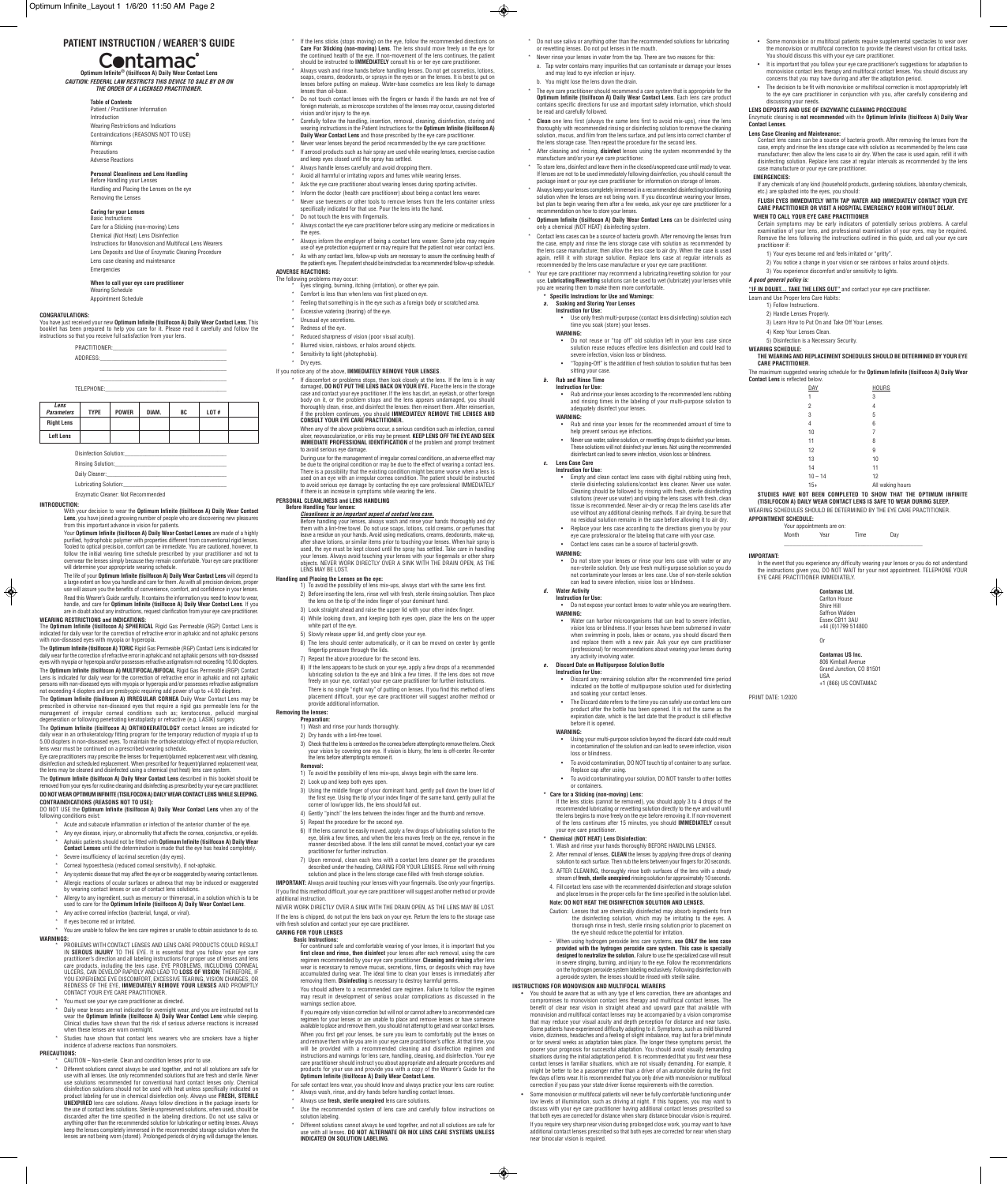# PATIENT INSTRUCTION / WEARER'S GUIDE

**Contamac®**

**Optimum Infinite® (tisilfocon A) Daily Wear Contact Lens**

***CAUTION: FEDERAL LAW RESTRICTS THIS DEVICE TO SALE BY OR ON THE ORDER OF A LICENSED PRACTITIONER.***

**Table of Contents**

Patient / Practitioner Information
Introduction
Wearing Restrictions and Indications
Contraindications (REASONS NOT TO USE)
Warnings
Precautions
Adverse Reactions

**Personal Cleanliness and Lens Handling**

Before Handling your Lenses
Handling and Placing the Lenses on the eye
Removing the Lenses

**Caring for your Lenses**

Basic Instructions
Care for a Sticking (non-moving) Lens
Chemical (Not Heat) Lens Disinfection
Instructions for Monovision and Multifocal Lens Wearers
Lens Deposits and Use of Enzymatic Cleaning Procedure
Lens case cleaning and maintenance
Emergencies

**When to call your eye care practitioner**

Wearing Schedule
Appointment Schedule

**CONGRATULATIONS:**

You have just received your new **Optimum Infinite (tisilfocon A) Daily Wear Contact Lens**. This booklet has been prepared to help you care for it. Please read it carefully and follow the instructions so that you receive full satisfaction from your lens.

PRACTITIONER:\_\_\_\_\_\_\_\_\_\_\_\_\_\_\_\_\_\_\_\_\_\_\_\_\_\_\_\_

ADDRESS:\_\_\_\_\_\_\_\_\_\_\_\_\_\_\_\_\_\_\_\_\_\_\_\_\_\_\_\_\_\_\_\_

TELEPHONE:\_\_\_\_\_\_\_\_\_\_\_\_\_\_\_\_\_\_\_\_\_\_\_\_\_\_\_\_\_

| Lens Parameters | TYPE | POWER | DIAM. | BC | LOT # | |
|---|---|---|---|---|---|---|
| Right Lens | | | | | | |
| Left Lens | | | | | | |

Disinfection Solution:\_\_\_\_\_\_\_\_\_\_\_\_\_\_\_\_\_\_\_\_\_\_\_\_\_\_

Rinsing Solution:\_\_\_\_\_\_\_\_\_\_\_\_\_\_\_\_\_\_\_\_\_\_\_\_\_\_\_\_\_\_

Daily Cleaner:\_\_\_\_\_\_\_\_\_\_\_\_\_\_\_\_\_\_\_\_\_\_\_\_\_\_\_\_\_\_\_\_

Lubricating Solution:\_\_\_\_\_\_\_\_\_\_\_\_\_\_\_\_\_\_\_\_\_\_\_\_\_

Enzymatic Cleaner: Not Recommended

**INTRODUCTION:**

With your decision to wear the **Optimum Infinite (tisilfocon A) Daily Wear Contact Lens**, you have joined a growing number of people who are discovering new pleasures from this important advance in vision for patients.

Your **Optimum Infinite (tisilfocon A) Daily Wear Contact Lenses** are made of a highly purified, hydrophobic polymer with properties different from conventional rigid lenses. Tooled to optical precision, comfort can be immediate. You are cautioned, however, to follow the initial wearing time schedule prescribed by your practitioner and not to overwear the lenses simply because they remain comfortable. Your eye care practitioner will determine your appropriate wearing schedule.

The life of your **Optimum Infinite (tisilfocon A) Daily Wear Contact Lenses** will depend to a large extent on how you handle and care for them. As with all precision devices, proper use will assure you the benefits of convenience, comfort, and confidence in your lenses.

Read this Wearer's Guide carefully. It contains the information you need to know to wear, handle, and care for **Optimum Infinite (tisilfocon A) Daily Wear Contact Lens**. If you are in doubt about any instructions, request clarification from your eye care practitioner.

**WEARING RESTRICTIONS and INDICATIONS:**

The **Optimum Infinite (tisilfocon A) SPHERICAL** Rigid Gas Permeable (RGP) Contact Lens is indicated for daily wear for the correction of refractive error in aphakic and not aphakic persons with non-diseased eyes with myopia or hyperopia.

The **Optimum Infinite (tisilfocon A) TORIC** Rigid Gas Permeable (RGP) Contact Lens is indicated for daily wear for the correction of refractive error in aphakic and not aphakic persons with non-diseased eyes with myopia or hyperopia and/or possesses refractive astigmatism not exceeding 10.00 diopters.

The **Optimum Infinite (tisilfocon A) MULTIFOCAL/BIFOCAL** Rigid Gas Permeable (RGP) Contact Lens is indicated for daily wear for the correction of refractive error in aphakic and not aphakic persons with non-diseased eyes with myopia or hyperopia and/or possesses refractive astigmatism not exceeding 4 diopters and are presbyopic requiring add power of up to +4.00 diopters.

The **Optimum Infinite (tisilfocon A) IRREGULAR CORNEA** Daily Wear Contact Lens may be prescribed in otherwise non-diseased eyes that require a rigid gas permeable lens for the management of irregular corneal conditions such as; keratoconus, pellucid marginal degeneration or following penetrating keratoplasty or refractive (e.g. LASIK) surgery.

The **Optimum Infinite (tisilfocon A) ORTHOKERATOLOGY** contact lenses are indicated for daily wear in an orthokeratology fitting program for the temporary reduction of myopia of up to 5.00 diopters in non-diseased eyes. To maintain the orthokeratology effect of myopia reduction, lens wear must be continued on a prescribed wearing schedule.

Eye care practitioners may prescribe the lenses for frequent/planned replacement wear, with cleaning, disinfection and scheduled replacement. When prescribed for frequent/planned replacement wear, the lenses may be cleaned and disinfected using a chemical (not heat) lens care system.

The **Optimum Infinite (tisilfocon A) Daily Wear Contact Lens** described in this booklet should be removed from your eyes for routine cleaning and disinfecting as prescribed by your eye care practitioner. **DO NOT WEAR OPTIMUM INFINITE (TISILFOCON A) DAILY WEAR CONTACT LENS WHILE SLEEPING.**

**CONTRAINDICATIONS (REASONS NOT TO USE):**

DO NOT USE the **Optimum Infinite (tisilfocon A) Daily Wear Contact Lens** when any of the following conditions exist:

* Acute and subacute inflammation or infection of the anterior chamber of the eye.
* Any eye disease, injury, or abnormality that affects the cornea, conjunctiva, or eyelids.
* Aphakic patients should not be fitted with **Optimum Infinite (tisilfocon A) Daily Wear Contact Lenses** until the determination is made that the eye has healed completely.
* Severe insufficiency of lacrimal secretion (dry eyes).
* Corneal hypoesthesia (reduced corneal sensitivity), if not-aphakic.
* Any systemic disease that may affect the eye or be exaggerated by wearing contact lenses.
* Allergic reactions of ocular surfaces or adnexa that may be induced or exaggerated by wearing contact lenses or use of contact lens solutions.
* Allergy to any ingredient, such as mercury or thimerosal, in a solution which is to be used to care for the **Optimum Infinite (tisilfocon A) Daily Wear Contact Lens**.
* Any active corneal infection (bacterial, fungal, or viral).
* If eyes become red or irritated.
* You are unable to follow the lens care regimen or unable to obtain assistance to do so.

**WARNINGS:**

* PROBLEMS WITH CONTACT LENSES AND LENS CARE PRODUCTS COULD RESULT IN **SERIOUS INJURY** TO THE EYE. It is essential that you follow your eye care practitioner's direction and all labeling instructions for proper use of lenses and lens care products, including the lens case. EYE PROBLEMS, INCLUDING CORNEAL ULCERS, CAN DEVELOP RAPIDLY AND LEAD TO **LOSS OF VISION**; THEREFORE, IF YOU EXPERIENCE EYE DISCOMFORT, EXCESSIVE TEARING, VISION CHANGES, OR REDNESS OF THE EYE, **IMMEDIATELY REMOVE YOUR LENSES** AND PROMPTLY CONTACT YOUR EYE CARE PRACTITIONER.
* You must see your eye care practitioner as directed.
* Daily wear lenses are not indicated for overnight wear, and you are instructed not to wear the **Optimum Infinite (tisilfocon A) Daily Wear Contact Lenses** while sleeping. Clinical studies have shown that the risk of serious adverse reactions is increased when these lenses are worn overnight.
* Studies have shown that contact lens wearers who are smokers have a higher incidence of adverse reactions than nonsmokers.

**PRECAUTIONS:**

* CAUTION – Non-sterile. Clean and condition lenses prior to use.
* Different solutions cannot always be used together, and not all solutions are safe for use with all lenses. Use only recommended solutions that are fresh and sterile. Never use solutions recommended for conventional hard contact lenses only. Chemical disinfection solutions should not be used with heat unless specifically indicated on product labeling for use in chemical disinfection only. Always use **FRESH, STERILE UNEXPIRED** lens care solutions. Always follow directions in the package inserts for the use of contact lens solutions. Sterile unpreserved solutions, when used, should be discarded after the time specified in the labeling directions. Do not use saliva or anything other than the recommended solution for lubricating or wetting lenses. Always keep the lenses completely immersed in the recommended storage solution when the lenses are not being worn (stored). Prolonged periods of drying will damage the lenses.
* If the lens sticks (stops moving) on the eye, follow the recommended directions on **Care For Sticking (non-moving) Lens**. The lens should move freely on the eye for the continued health of the eye. If non-movement of the lens continues, the patient should be instructed to **IMMEDIATELY** consult his or her eye care practitioner.
* Always wash and rinse hands before handling lenses. Do not get cosmetics, lotions, soaps, creams, deodorants, or sprays in the eyes or on the lenses. It is best to put on lenses before putting on makeup. Water-base cosmetics are less likely to damage lenses than oil-base.
* Do not touch contact lenses with the fingers or hands if the hands are not free of foreign materials, as microscope scratches of the lenses may occur, causing distorted vision and/or injury to the eye.
* Carefully follow the handling, insertion, removal, cleaning, disinfection, storing and wearing instructions in the Patient Instructions for the **Optimum Infinite (tisilfocon A) Daily Wear Contact Lens** and those prescribed by the eye care practitioner.
* Never wear lenses beyond the period recommended by the eye care practitioner.
* If aerosol products such as hair spray are used while wearing lenses, exercise caution and keep eyes closed until the spray has settled.
* Always handle lenses carefully and avoid dropping them.
* Avoid all harmful or irritating vapors and fumes while wearing lenses.
* Ask the eye care practitioner about wearing lenses during sporting activities.
* Inform the doctor (health care practitioner) about being a contact lens wearer.
* Never use tweezers or other tools to remove lenses from the lens container unless specifically indicated for that use. Pour the lens into the hand.
* Do not touch the lens with fingernails.
* Always contact the eye care practitioner before using any medicine or medications in the eyes.
* Always inform the employer of being a contact lens wearer. Some jobs may require use of eye protection equipment or may require that the patient not wear contact lens.
* As with any contact lens, follow-up visits are necessary to assure the continuing health of the patient's eyes. The patient should be instructed as to a recommended follow-up schedule.

**ADVERSE REACTIONS:**

The following problems may occur:

* Eyes stinging, burning, itching (irritation), or other eye pain.
* Comfort is less than when lens was first placed on eye.
* Feeling that something is in the eye such as a foreign body or scratched area.
* Excessive watering (tearing) of the eye.
* Unusual eye secretions.
* Redness of the eye.
* Reduced sharpness of vision (poor visual acuity).
* Blurred vision, rainbows, or halos around objects.
* Sensitivity to light (photophobia).
* Dry eyes.

If you notice any of the above, **IMMEDIATELY REMOVE YOUR LENSES**.

* If discomfort or problems stops, then look closely at the lens. If the lens is in way damaged, **DO NOT PUT THE LENS BACK ON YOUR EYE.** Place the lens in the storage case and contact your eye care practitioner. If the lens has dirt, an eyelash, or other foreign body on it, or the problem stops and the lens appears undamaged, you should thoroughly clean, rinse, and disinfect the lenses: then reinsert them. After reinsertion, if the problem continues, you should **IMMEDIATELY REMOVE THE LENSES AND CONSULT YOUR EYE CARE PRACTITIONER.**

When any of the above problems occur, a serious condition such as infection, corneal ulcer, neovascularization, or iritis may be present. **KEEP LENS OFF THE EYE AND SEEK IMMEDIATE PROFESSIONAL IDENTIFICATION** of the problem and prompt treatment to avoid serious eye damage.

During use for the management of irregular corneal conditions, an adverse effect may be due to the original condition or may be due to the effect of wearing a contact lens. There is a possibility that the existing condition might become worse when a lens is used on an eye with an irregular cornea condition. The patient should be instructed to avoid serious eye damage by contacting the eye care professional IMMEDIATELY if there is an increase in symptoms while wearing the lens.

**PERSONAL CLEANLINESS and LENS HANDLING**

**Before Handling Your lenses:**

***Cleanliness is an important aspect of contact lens care.***

Before handling your lenses, always wash and rinse your hands thoroughly and dry them with a lint-free towel. Do not use soaps, lotions, cold creams, or perfumes that leave a residue on your hands. Avoid using medications, creams, deodorants, make-up, after shave lotions, or similar items prior to touching your lenses. When hair spray is used, the eye must be kept closed until the spray has settled. Take care in handling your lenses. Always avoid touching your lenses with your fingernails or other sharp objects. NEVER WORK DIRECTLY OVER A SINK WITH THE DRAIN OPEN, AS THE LENS MAY BE LOST.

**Handling and Placing the Lenses on the eye:**

1) To avoid the possibility of lens mix-ups, always start with the same lens first.
2) Before inserting the lens, rinse well with fresh, sterile rinsing solution. Then place the lens on the tip of the index finger of your dominant hand.
3) Look straight ahead and raise the upper lid with your other index finger.
4) While looking down, and keeping both eyes open, place the lens on the upper white part of the eye.
5) Slowly release upper lid, and gently close your eye.
6) The lens should center automatically, or it can be moved on center by gentle fingertip pressure through the lids.
7) Repeat the above procedure for the second lens.
8) If the lens appears to be stuck on your eye, apply a few drops of a recommended lubricating solution to the eye and blink a few times. If the lens does not move freely on your eye, contact your eye care practitioner for further instructions.

There is no single "right way" of putting on lenses. If you find this method of lens placement difficult, your eye care practitioner will suggest another method or provide additional information.

**Removing the lenses:**

**Preparation:**

1) Wash and rinse your hands thoroughly.
2) Dry hands with a lint-free towel.
3) Check that the lens is centered on the cornea before attempting to remove the lens. Check your vision by covering one eye. If vision is blurry, the lens is off-center. Re-center the lens before attempting to remove it.

**Removal:**

1) To avoid the possibility of lens mix-ups, always begin with the same lens.
2) Look up and keep both eyes open.
3) Using the middle finger of your dominant hand, gently pull down the lower lid of the first eye. Using the tip of your index finger of the same hand, gently pull at the corner of low/upper lids, the lens should fall out.
4) Gently "pinch" the lens between the index finger and the thumb and remove.
5) Repeat the procedure for the second eye.
6) If the lens cannot be easily moved, apply a few drops of lubricating solution to the eye, blink a few times, and when the lens moves freely on the eye, remove in the manner described above. If the lens still cannot be moved, contact your eye care practitioner for further instruction.
7) Upon removal, clean each lens with a contact lens cleaner per the procedures described under the heading, CARING FOR YOUR LENSES. Rinse well with rinsing solution and place in the lens storage case filled with fresh storage solution.

**IMPORTANT:** Always avoid touching your lenses with your fingertips.

If you find this method difficult, your eye care practitioner will suggest another method or provide additional instruction.

NEVER WORK DIRECTLY OVER A SINK WITH THE DRAIN OPEN, AS THE LENS MAY BE LOST.

If the lens is chipped, do not put the lens back on your eye. Return the lens to the storage case with fresh solution and contact your eye care practitioner.

**CARING FOR YOUR LENSES**

**Basic Instructions:**

For continued safe and comfortable wearing of your lenses, it is important that you **first clean and rinse, then disinfect** your lenses after each removal, using the care regimen recommended by your eye care practitioner. **Cleaning and rinsing** after lens wear is necessary to remove mucus, secretions, films, or deposits which may have accumulated during wear. The ideal time to clean your lenses is immediately after removing them. **Disinfecting** is necessary to destroy harmful germs.

You should adhere to a recommended care regimen. Failure to follow the regimen may result in development of serious ocular complications as discussed in the warnings section above.

If you require only vision correction but will not or cannot adhere to a recommended care regimen for your lenses or are unable to place and remove lenses or have someone available to place and remove them, you should not attempt to get and wear contact lenses.

When you first get your lenses, be sure you learn to comfortably put the lenses on and remove them while you are in your eye care practitioner's office. At that time, you will be provided with a recommended cleaning and disinfection regimen and instructions and warnings for lens care, handling, cleaning, and disinfection. Your eye care practitioner should instruct you about appropriate and adequate procedures and products for your use and provide you with a copy of the Wearer's Guide for the **Optimum Infinite (tisilfocon A) Daily Wear Contact Lens**.

For safe contact lens wear, you should know and always practice your lens care routine:

* Always wash, rinse, and dry hands before handling contact lenses.
* Always use **fresh, sterile unexpired** lens care solutions.
* Use the recommended system of lens care and carefully follow instructions on solution labeling.
* Different solutions cannot always be used together, and not all solutions are safe for use with all lenses. **DO NOT ALTERNATE OR MIX LENS CARE SYSTEMS UNLESS INDICATED ON SOLUTION LABELING.**
* Do not use saliva or anything other than the recommended solutions for lubricating or rewetting lenses. Do not put lenses in the mouth.
* Never rinse your lenses in water from the tap. There are two reasons for this:
  a. Tap water contains many impurities that can contaminate or damage your lenses and may lead to eye infection or injury.
  b. You might lose the lens down the drain.
* The eye care practitioner should recommend a care system that is appropriate for the **Optimum Infinite (tisilfocon A) Daily Wear Contact Lens**. Each lens care product contains specific directions for use and important safety information, which should be read and carefully followed.
* **Clean** one lens first (always the same lens first to avoid mix-ups), rinse the lens thoroughly with recommended rinsing or disinfecting solution to remove the cleaning solution, mucus, and film from the lens surface, and put lens into correct chamber of the lens storage case. Then repeat the procedure for the second lens.
* After cleaning and rinsing, **disinfect** lenses using the system recommended by the manufacturer and/or your eye care practitioner.
* To store lens, disinfect and leave them in the closed/unopened case until ready to wear. If lenses are not to be used immediately following disinfection, you should consult the package insert or your eye care practitioner for information on storage of lenses.
* Always keep your lenses completely immersed in a recommended disinfecting/conditioning solution when the lenses are not being worn. If you discontinue wearing your lenses, but plan to begin wearing them after a few weeks, ask your eye care practitioner for a recommendation on how to store your lenses.
* **Optimum Infinite (tisilfocon A) Daily Wear Contact Lens** can be disinfected using only a chemical (NOT HEAT) disinfecting system.
* Contact lens cases can be a source of bacteria growth. After removing the lenses from the case, empty and rinse the lens storage case with solution as recommended by the lens case manufacturer; then allow the lens case to air dry. When the case is used again, refill it with storage solution. Replace lens case at regular intervals as recommended by the lens case manufacture or your eye care practitioner.
* Your eye care practitioner may recommend a lubricating/rewetting solution for your use. **Lubricating/Rewetting** solutions can be used to wet (lubricate) your lenses while you are wearing them to make them more comfortable.

* **Specific Instructions for Use and Warnings:**

***a. Soaking and Storing Your Lenses***

**Instruction for Use:**

* Use only fresh multi-purpose (contact lens disinfecting) solution each time you soak (store) your lenses.

**WARNING:**

* Do not reuse or "top off" old solution left in your lens case since solution reuse reduces effective lens disinfection and could lead to severe infection, vision loss or blindness.
* "Topping-Off" is the addition of fresh solution to solution that has been sitting your case.

***b. Rub and Rinse Time***

**Instruction for Use:**

* Rub and rinse your lenses according to the recommended lens rubbing and rinsing times in the labeling of your multi-purpose solution to adequately disinfect your lenses.

**WARNING:**

* Rub and rinse your lenses for the recommended amount of time to help prevent serious eye infections.
* Never use water, saline solution, or rewetting drops to disinfect your lenses. These solutions will not disinfect your lenses. Not using the recommended disinfectant can lead to severe infection, vision loss or blindness.

***c. Lens Care Case***

**Instruction for Use:**

* Empty and clean contact lens cases with digital rubbing using fresh, sterile disinfecting solutions/contact lens cleaner. Never use water. Cleaning should be followed by rinsing with fresh, sterile disinfecting solutions (never use water) and wiping the lens cases with fresh, clean tissue is recommended. Never air-dry or recap the lens case lids after use without any additional cleaning methods. If air drying, be sure that no residual solution remains in the case before allowing it to air dry.
* Replace your lens case according to the directions given you by your eye care professional or the labeling that came with your case.
* Contact lens cases can be a source of bacterial growth.

**WARNING:**

* Do not store your lenses or rinse your lens case with water or any non-sterile solution. Only use fresh multi-purpose solution so you do not contaminate your lenses or lens case. Use of non-sterile solution can lead to severe infection, vision loss or blindness.

***d. Water Activity***

**Instruction for Use:**

* Do not expose your contact lenses to water while you are wearing them.

**WARNING:**

* Water can harbor microorganisms that can lead to severe infection, vision loss or blindness. If your lenses have been submersed in water when swimming in pools, lakes or oceans, you should discard them and replace them with a new pair. Ask your eye care practitioner (professional) for recommendations about wearing your lenses during any activity involving water.

***e. Discard Date on Multipurpose Solution Bottle***

**Instruction for Use:**

* Discard any remaining solution after the recommended time period indicated on the bottle of multipurpose solution used for disinfecting and soaking your contact lenses.
* The Discard date refers to the time you can safely use contact lens care product after the bottle has been opened. It is not the same as the expiration date, which is the last date that the product is still effective before it is opened.

**WARNING:**

* Using your multi-purpose solution beyond the discard date could result in contamination of the solution and can lead to severe infection, vision loss or blindness.
* To avoid contamination, DO NOT touch tip of container to any surface. Replace cap after using.
* To avoid contaminating your solution, DO NOT transfer to other bottles or containers.

* **Care for a Sticking (non-moving) Lens:**

If the lens sticks (cannot be removed), you should apply 3 to 4 drops of the recommended lubricating or rewetting solution directly to the eye and wait until the lens begins to move freely on the eye before removing it. If non-movement of the lens continues after 15 minutes, you should **IMMEDIATELY** consult your eye care practitioner.

* **Chemical (NOT HEAT) Lens Disinfection:**

1. Wash and rinse your hands thoroughly BEFORE HANDLING LENSES.
2. After removal of lenses, **CLEAN** the lenses by applying three drops of cleaning solution to each surface. Then rub the lens between your fingers for 20 seconds.
3. AFTER CLEANING, thoroughly rinse both surfaces of the lens with a steady stream of **fresh, sterile unexpired** rinsing solution for approximately 10 seconds.
4. Fill contact lens case with the recommended disinfection and storage solution and place lenses in the proper cells for the time specified in the solution label.

**Note: DO NOT HEAT THE DISINFECTION SOLUTION AND LENSES.**

Caution: Lenses that are chemically disinfected may absorb ingredients from the disinfecting solution, which may be irritating to the eyes. A thorough rinse in fresh, sterile rinsing solution prior to placement on the eye should reduce the potential for irritation.

- When using hydrogen peroxide lens care systems, **use ONLY the lens case provided with the hydrogen peroxide care system. This case is specially designed to neutralize the solution.** Failure to use the specialized case will result in severe stinging, burning, and injury to the eye. Follow the recommendations on the hydrogen peroxide system labeling exclusively. Following disinfection with a peroxide system, the lenses should be rinsed with sterile saline.

**INSTRUCTIONS FOR MONOVISION AND MULTIFOCAL WEARERS**

* You should be aware that as with any type of lens correction, there are advantages and compromises to monovision contact lens therapy and multifocal contact lenses. The benefit of clear near vision in straight ahead and upward gaze that available with monovision and multifocal contact lenses may be accompanied by a vision compromise that may reduce your visual acuity and depth perception for distance and near tasks. Some patients have experienced difficulty adapting to it. Symptoms, such as mild blurred vision, dizziness, headaches and a feeling of slight imbalance, may last for a brief minute or for several weeks as adaptation takes place. The longer these symptoms persist, the poorer your prognosis for successful adaptation. You should avoid visually demanding situations during the initial adaptation period. It is recommended that you first wear these contact lenses in familiar situations, which are not visually demanding. For example, it might be better to be a passenger rather than a driver of an automobile during the first few days of lens wear. It is recommended that you only drive with monovision or multifocal correction if you pass your state driver license requirements with the correction.
* Some monovision or multifocal patients will never be fully comfortable functioning under low levels of illumination, such as driving at night. If this happens, you may want to discuss with your eye care practitioner having additional contact lenses prescribed so that both eyes are corrected for distance when sharp distance binocular vision is required.

If you require very sharp near vision during prolonged close work, you may want to have additional contact lenses prescribed so that both eyes are corrected for near when sharp near binocular vision is required.

* Some monovision or multifocal patients require supplemental spectacles to wear over the monovision or multifocal correction to provide the clearest vision for critical tasks. You should discuss this with your eye care practitioner.
* It is important that you follow your eye care practitioner's suggestions for adaptation to monovision contact lens therapy and multifocal contact lenses. You should discuss any concerns that you may have during and after the adaptation period.
* The decision to be fit with monovision or multifocal correction is most appropriately left to the eye care practitioner in conjunction with you, after carefully considering and discussing your needs.

**LENS DEPOSITS AND USE OF ENZYMATIC CLEANING PROCEDURE**

Enzymatic cleaning is **not recommended** with the **Optimum Infinite (tisilfocon A) Daily Wear Contact Lenses**.

**Lens Case Cleaning and Maintenance:**

Contact lens cases can be a source of bacteria growth. After removing the lenses from the case, empty and rinse the lens storage case with solution as recommended by the lens case manufacturer; then allow the lens case to air dry. When the case is used again, refill it with disinfecting solution. Replace lens case at regular intervals as recommended by the lens case manufacture or your eye care practitioner.

**EMERGENCIES:**

If any chemicals of any kind (household products, gardening solutions, laboratory chemicals, etc.) are splashed into the eyes, you should:

**FLUSH EYES IMMEDIATELY WITH TAP WATER AND IMMEDIATELY CONTACT YOUR EYE CARE PRACTITIONER OR VISIT A HOSPITAL EMERGENCY ROOM WITHOUT DELAY.**

**WHEN TO CALL YOUR EYE CARE PRACTITIONER**

Certain symptoms may be early indicators of potentially serious problems. A careful examination of your lens, and professional examination of your eyes, may be required. Remove the lens following the instructions outlined in this guide, and call your eye care practitioner if:

1) Your eyes become red and feels irritated or "gritty".
2) You notice a change in your vision or see rainbows or halos around objects.
3) You experience discomfort and/or sensitivity to lights.

***A good general policy is:***

**"IF IN DOUBT… TAKE THE LENS OUT"** and contact your eye care practitioner.

Learn and Use Proper lens Care Habits:

1) Follow Instructions.
2) Handle Lenses Properly.
3) Learn How to Put On and Take Off Your Lenses.
4) Keep Your Lenses Clean.
5) Disinfection is a Necessary Security.

**WEARING SCHEDULE:**

**THE WEARING AND REPLACEMENT SCHEDULES SHOULD BE DETERMINED BY YOUR EYE CARE PRACTITIONER.**

The maximum suggested wearing schedule for the **Optimum Infinite (tisilfocon A) Daily Wear Contact Lens** is reflected below.

| DAY | HOURS |
|---|---|
| 1 | 3 |
| 2 | 4 |
| 3 | 5 |
| 4 | 6 |
| 10 | 7 |
| 11 | 8 |
| 12 | 9 |
| 13 | 10 |
| 14 | 11 |
| 10 – 14 | 12 |
| 15+ | All waking hours |

**STUDIES HAVE NOT BEEN COMPLETED TO SHOW THAT THE OPTIMUM INFINITE (TISILFOCON A) DAILY WEAR CONTACT LENS IS SAFE TO WEAR DURING SLEEP.**

WEARING SCHEDULES SHOULD BE DETERMINED BY THE EYE CARE PRACTITIONER.

**APPOINTMENT SCHEDULE:**

Your appointments are on:

Month Year Time Day

\_\_\_\_\_\_\_\_\_\_\_\_\_\_\_\_\_\_\_\_\_\_\_\_\_\_\_\_\_\_\_\_\_\_\_\_\_\_\_\_\_\_\_\_

**IMPORTANT:**

In the event that you experience any difficulty wearing your lenses or you do not understand the instructions given you, DO NOT WAIT for your next appointment. TELEPHONE YOUR EYE CARE PRACTITIONER IMMEDIATELY.

**Contamac Ltd.**
Carlton House
Shire Hill
Saffron Walden
Essex CB11 3AU
+44 (0)1799 514800

Or

**Contamac US Inc.**
806 Kimball Avenue
Grand Junction, CO 81501
USA
+1 (866) US CONTAMAC

PRINT DATE: 1/2020